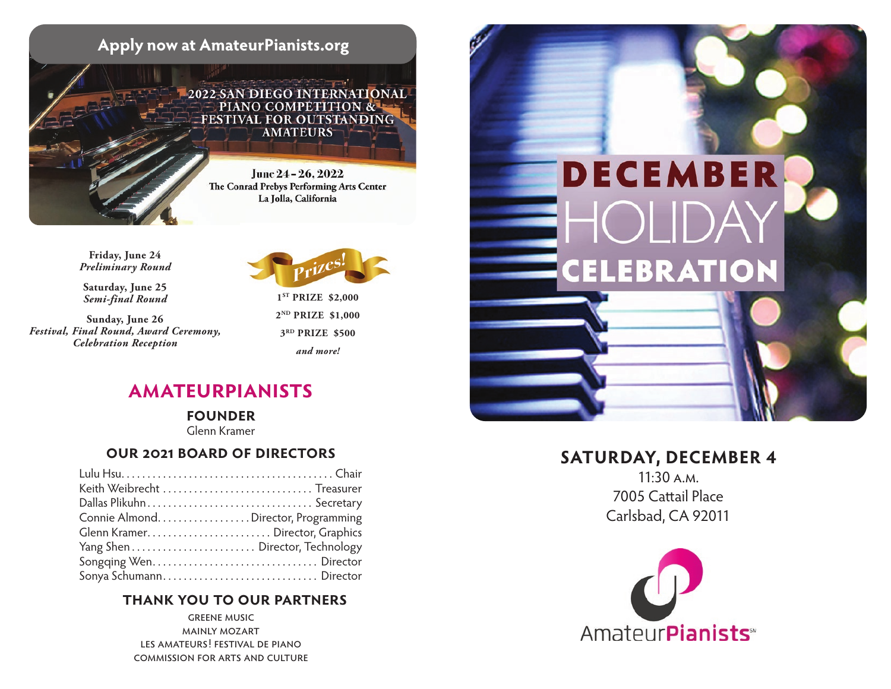**Apply now at AmateurPianists.org**

2022 SAN DIEGO INTERNATIONAL PIANO COMPETITION & FESTIVAL FOR OUTSTANDING AMATEURS

June 24 – 26, 2022
The Conrad Prebys Performing Arts Center
La Jolla, California

**Friday, June 24**
***Preliminary Round***

**Saturday, June 25**
***Semi-final Round***

**Sunday, June 26**
***Festival, Final Round, Award Ceremony, Celebration Reception***

***Prizes!***

**1ST PRIZE $2,000**
**2ND PRIZE $1,000**
**3RD PRIZE $500**
***and more!***

## AMATEURPIANISTS

### FOUNDER

Glenn Kramer

### OUR 2021 BOARD OF DIRECTORS

Lulu Hsu . . . . . . . . . . Chair
Keith Weibrecht . . . . . . . . . . Treasurer
Dallas Plikuhn . . . . . . . . . . Secretary
Connie Almond . . . . . . . . . . Director, Programming
Glenn Kramer . . . . . . . . . . Director, Graphics
Yang Shen . . . . . . . . . . Director, Technology
Songqing Wen . . . . . . . . . . Director
Sonya Schumann . . . . . . . . . . Director

### THANK YOU TO OUR PARTNERS

GREENE MUSIC
MAINLY MOZART
LES AMATEURS! FESTIVAL DE PIANO
COMMISSION FOR ARTS AND CULTURE

# DECEMBER HOLIDAY CELEBRATION

## SATURDAY, DECEMBER 4

11:30 A.M.
7005 Cattail Place
Carlsbad, CA 92011

AmateurPianists℠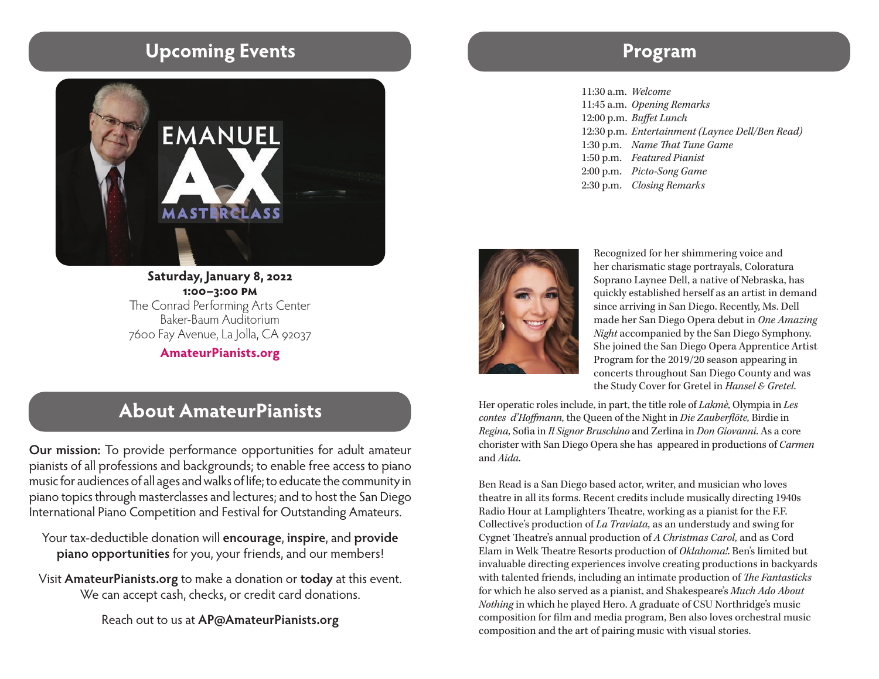## Upcoming Events

EMANUEL AX MASTERCLASS

**Saturday, January 8, 2022**
**1:00–3:00 PM**
The Conrad Performing Arts Center
Baker-Baum Auditorium
7600 Fay Avenue, La Jolla, CA 92037

**AmateurPianists.org**

## About AmateurPianists

**Our mission:** To provide performance opportunities for adult amateur pianists of all professions and backgrounds; to enable free access to piano music for audiences of all ages and walks of life; to educate the community in piano topics through masterclasses and lectures; and to host the San Diego International Piano Competition and Festival for Outstanding Amateurs.

Your tax-deductible donation will **encourage**, **inspire**, and **provide piano opportunities** for you, your friends, and our members!

Visit **AmateurPianists.org** to make a donation or **today** at this event. We can accept cash, checks, or credit card donations.

Reach out to us at **AP@AmateurPianists.org**

## Program

11:30 a.m. *Welcome*
11:45 a.m. *Opening Remarks*
12:00 p.m. *Buffet Lunch*
12:30 p.m. *Entertainment (Laynee Dell/Ben Read)*
1:30 p.m. *Name That Tune Game*
1:50 p.m. *Featured Pianist*
2:00 p.m. *Picto-Song Game*
2:30 p.m. *Closing Remarks*

Recognized for her shimmering voice and her charismatic stage portrayals, Coloratura Soprano Laynee Dell, a native of Nebraska, has quickly established herself as an artist in demand since arriving in San Diego. Recently, Ms. Dell made her San Diego Opera debut in *One Amazing Night* accompanied by the San Diego Symphony. She joined the San Diego Opera Apprentice Artist Program for the 2019/20 season appearing in concerts throughout San Diego County and was the Study Cover for Gretel in *Hansel & Gretel*.

Her operatic roles include, in part, the title role of *Lakmè*, Olympia in *Les contes d'Hoffmann,* the Queen of the Night in *Die Zauberflöte,* Birdie in *Regina,* Sofia in *Il Signor Bruschino* and Zerlina in *Don Giovanni.* As a core chorister with San Diego Opera she has appeared in productions of *Carmen* and *Aida*.

Ben Read is a San Diego based actor, writer, and musician who loves theatre in all its forms. Recent credits include musically directing 1940s Radio Hour at Lamplighters Theatre, working as a pianist for the F.F. Collective's production of *La Traviata,* as an understudy and swing for Cygnet Theatre's annual production of *A Christmas Carol,* and as Cord Elam in Welk Theatre Resorts production of *Oklahoma!*. Ben's limited but invaluable directing experiences involve creating productions in backyards with talented friends, including an intimate production of *The Fantasticks* for which he also served as a pianist, and Shakespeare's *Much Ado About Nothing* in which he played Hero. A graduate of CSU Northridge's music composition for film and media program, Ben also loves orchestral music composition and the art of pairing music with visual stories.